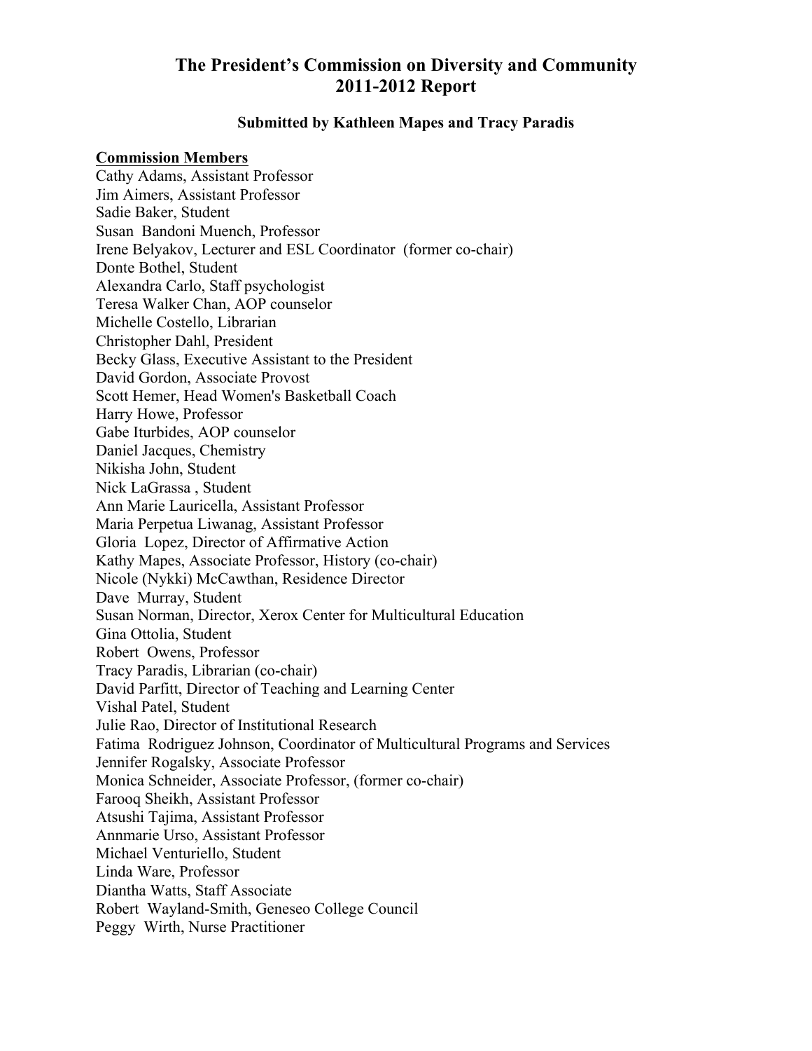# The President's Commission on Diversity and Community
# 2011-2012 Report

**Submitted by Kathleen Mapes and Tracy Paradis**

**Commission Members**

Cathy Adams, Assistant Professor
Jim Aimers, Assistant Professor
Sadie Baker, Student
Susan Bandoni Muench, Professor
Irene Belyakov, Lecturer and ESL Coordinator (former co-chair)
Donte Bothel, Student
Alexandra Carlo, Staff psychologist
Teresa Walker Chan, AOP counselor
Michelle Costello, Librarian
Christopher Dahl, President
Becky Glass, Executive Assistant to the President
David Gordon, Associate Provost
Scott Hemer, Head Women's Basketball Coach
Harry Howe, Professor
Gabe Iturbides, AOP counselor
Daniel Jacques, Chemistry
Nikisha John, Student
Nick LaGrassa , Student
Ann Marie Lauricella, Assistant Professor
Maria Perpetua Liwanag, Assistant Professor
Gloria Lopez, Director of Affirmative Action
Kathy Mapes, Associate Professor, History (co-chair)
Nicole (Nykki) McCawthan, Residence Director
Dave Murray, Student
Susan Norman, Director, Xerox Center for Multicultural Education
Gina Ottolia, Student
Robert Owens, Professor
Tracy Paradis, Librarian (co-chair)
David Parfitt, Director of Teaching and Learning Center
Vishal Patel, Student
Julie Rao, Director of Institutional Research
Fatima Rodriguez Johnson, Coordinator of Multicultural Programs and Services
Jennifer Rogalsky, Associate Professor
Monica Schneider, Associate Professor, (former co-chair)
Farooq Sheikh, Assistant Professor
Atsushi Tajima, Assistant Professor
Annmarie Urso, Assistant Professor
Michael Venturiello, Student
Linda Ware, Professor
Diantha Watts, Staff Associate
Robert Wayland-Smith, Geneseo College Council
Peggy Wirth, Nurse Practitioner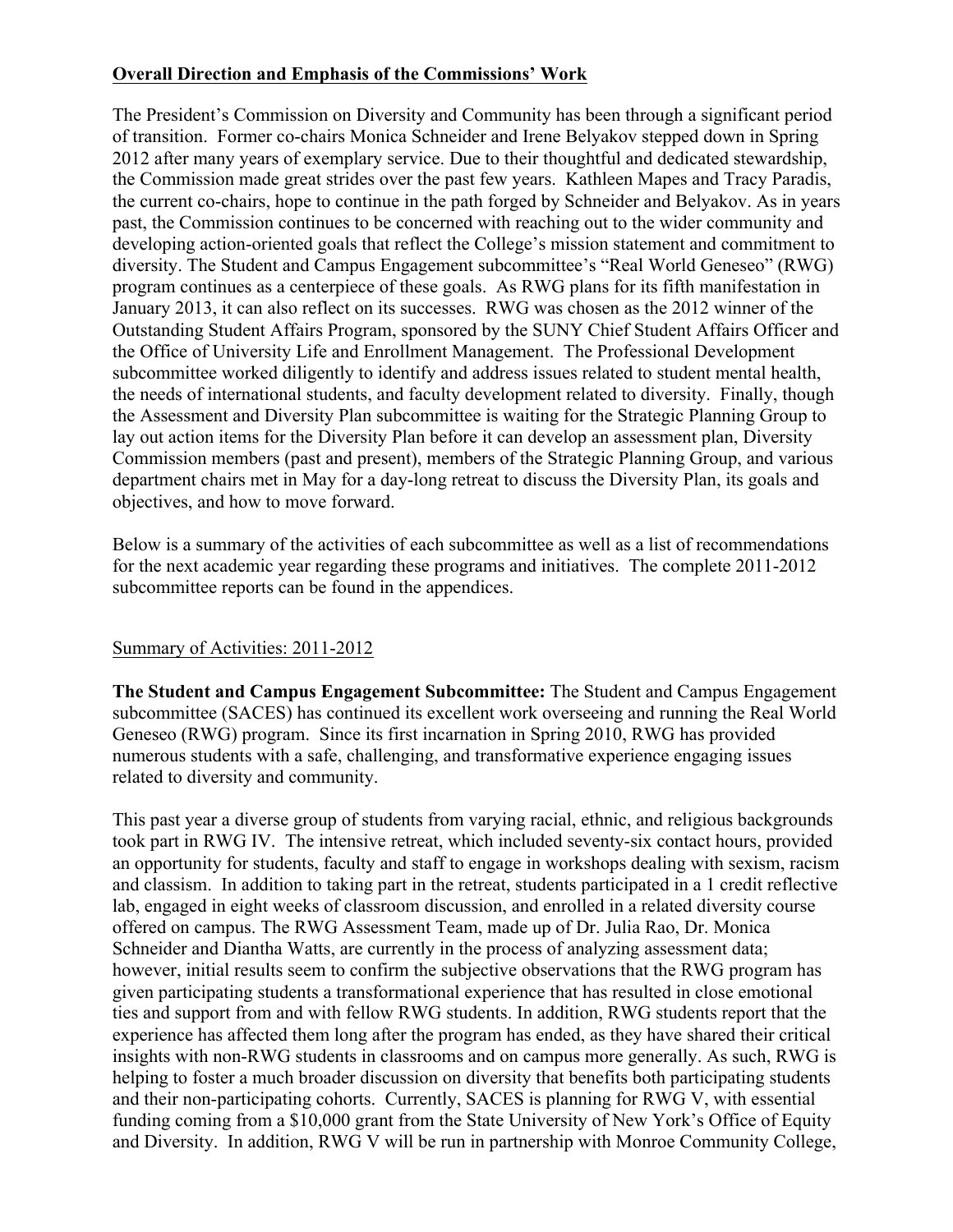## Overall Direction and Emphasis of the Commissions' Work

The President's Commission on Diversity and Community has been through a significant period of transition. Former co-chairs Monica Schneider and Irene Belyakov stepped down in Spring 2012 after many years of exemplary service. Due to their thoughtful and dedicated stewardship, the Commission made great strides over the past few years. Kathleen Mapes and Tracy Paradis, the current co-chairs, hope to continue in the path forged by Schneider and Belyakov. As in years past, the Commission continues to be concerned with reaching out to the wider community and developing action-oriented goals that reflect the College's mission statement and commitment to diversity. The Student and Campus Engagement subcommittee's "Real World Geneseo" (RWG) program continues as a centerpiece of these goals. As RWG plans for its fifth manifestation in January 2013, it can also reflect on its successes. RWG was chosen as the 2012 winner of the Outstanding Student Affairs Program, sponsored by the SUNY Chief Student Affairs Officer and the Office of University Life and Enrollment Management. The Professional Development subcommittee worked diligently to identify and address issues related to student mental health, the needs of international students, and faculty development related to diversity. Finally, though the Assessment and Diversity Plan subcommittee is waiting for the Strategic Planning Group to lay out action items for the Diversity Plan before it can develop an assessment plan, Diversity Commission members (past and present), members of the Strategic Planning Group, and various department chairs met in May for a day-long retreat to discuss the Diversity Plan, its goals and objectives, and how to move forward.

Below is a summary of the activities of each subcommittee as well as a list of recommendations for the next academic year regarding these programs and initiatives. The complete 2011-2012 subcommittee reports can be found in the appendices.

### Summary of Activities: 2011-2012

**The Student and Campus Engagement Subcommittee:** The Student and Campus Engagement subcommittee (SACES) has continued its excellent work overseeing and running the Real World Geneseo (RWG) program. Since its first incarnation in Spring 2010, RWG has provided numerous students with a safe, challenging, and transformative experience engaging issues related to diversity and community.

This past year a diverse group of students from varying racial, ethnic, and religious backgrounds took part in RWG IV. The intensive retreat, which included seventy-six contact hours, provided an opportunity for students, faculty and staff to engage in workshops dealing with sexism, racism and classism. In addition to taking part in the retreat, students participated in a 1 credit reflective lab, engaged in eight weeks of classroom discussion, and enrolled in a related diversity course offered on campus. The RWG Assessment Team, made up of Dr. Julia Rao, Dr. Monica Schneider and Diantha Watts, are currently in the process of analyzing assessment data; however, initial results seem to confirm the subjective observations that the RWG program has given participating students a transformational experience that has resulted in close emotional ties and support from and with fellow RWG students. In addition, RWG students report that the experience has affected them long after the program has ended, as they have shared their critical insights with non-RWG students in classrooms and on campus more generally. As such, RWG is helping to foster a much broader discussion on diversity that benefits both participating students and their non-participating cohorts. Currently, SACES is planning for RWG V, with essential funding coming from a $10,000 grant from the State University of New York's Office of Equity and Diversity. In addition, RWG V will be run in partnership with Monroe Community College,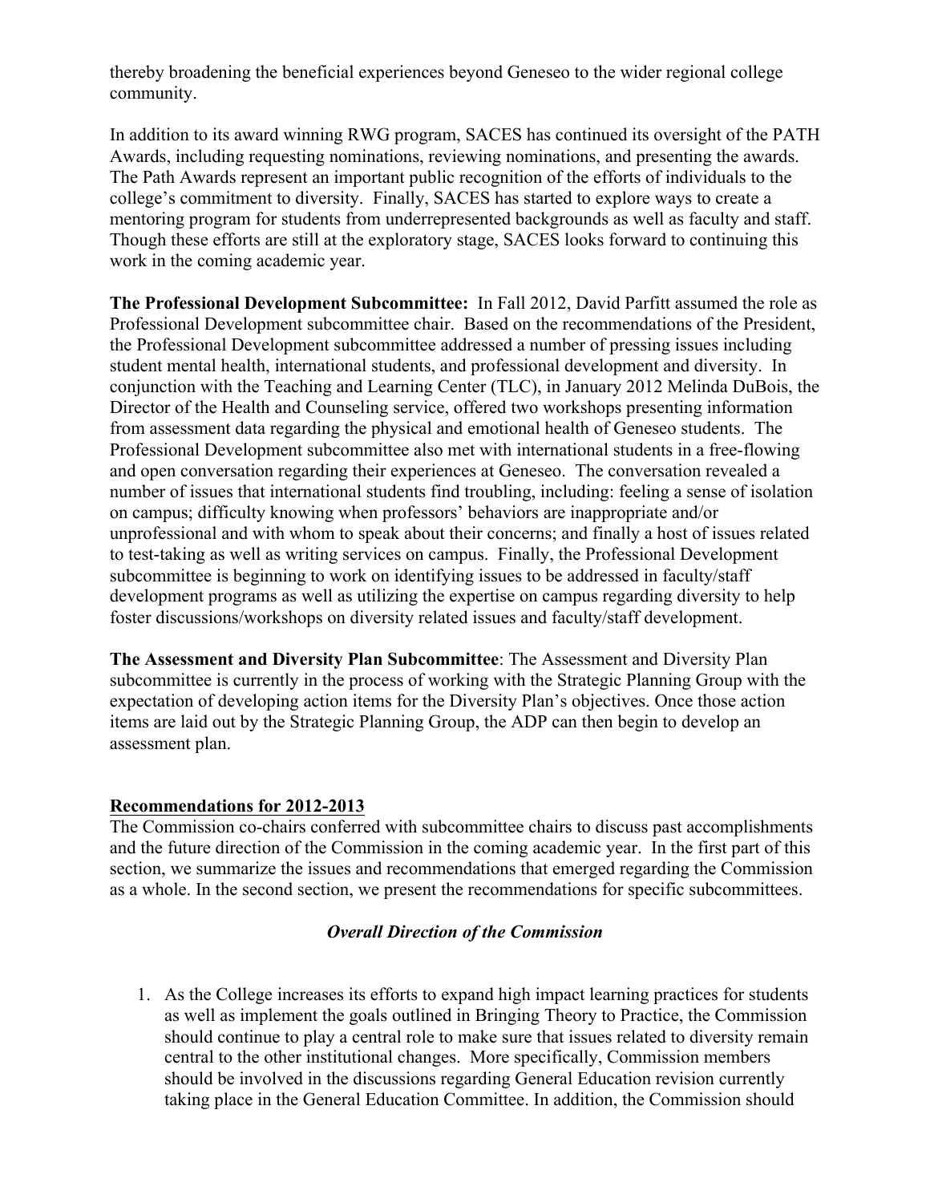thereby broadening the beneficial experiences beyond Geneseo to the wider regional college community.

In addition to its award winning RWG program, SACES has continued its oversight of the PATH Awards, including requesting nominations, reviewing nominations, and presenting the awards. The Path Awards represent an important public recognition of the efforts of individuals to the college's commitment to diversity. Finally, SACES has started to explore ways to create a mentoring program for students from underrepresented backgrounds as well as faculty and staff. Though these efforts are still at the exploratory stage, SACES looks forward to continuing this work in the coming academic year.

**The Professional Development Subcommittee:** In Fall 2012, David Parfitt assumed the role as Professional Development subcommittee chair. Based on the recommendations of the President, the Professional Development subcommittee addressed a number of pressing issues including student mental health, international students, and professional development and diversity. In conjunction with the Teaching and Learning Center (TLC), in January 2012 Melinda DuBois, the Director of the Health and Counseling service, offered two workshops presenting information from assessment data regarding the physical and emotional health of Geneseo students. The Professional Development subcommittee also met with international students in a free-flowing and open conversation regarding their experiences at Geneseo. The conversation revealed a number of issues that international students find troubling, including: feeling a sense of isolation on campus; difficulty knowing when professors' behaviors are inappropriate and/or unprofessional and with whom to speak about their concerns; and finally a host of issues related to test-taking as well as writing services on campus. Finally, the Professional Development subcommittee is beginning to work on identifying issues to be addressed in faculty/staff development programs as well as utilizing the expertise on campus regarding diversity to help foster discussions/workshops on diversity related issues and faculty/staff development.

**The Assessment and Diversity Plan Subcommittee**: The Assessment and Diversity Plan subcommittee is currently in the process of working with the Strategic Planning Group with the expectation of developing action items for the Diversity Plan's objectives. Once those action items are laid out by the Strategic Planning Group, the ADP can then begin to develop an assessment plan.

## Recommendations for 2012-2013

The Commission co-chairs conferred with subcommittee chairs to discuss past accomplishments and the future direction of the Commission in the coming academic year. In the first part of this section, we summarize the issues and recommendations that emerged regarding the Commission as a whole. In the second section, we present the recommendations for specific subcommittees.

### *Overall Direction of the Commission*

1. As the College increases its efforts to expand high impact learning practices for students as well as implement the goals outlined in Bringing Theory to Practice, the Commission should continue to play a central role to make sure that issues related to diversity remain central to the other institutional changes. More specifically, Commission members should be involved in the discussions regarding General Education revision currently taking place in the General Education Committee. In addition, the Commission should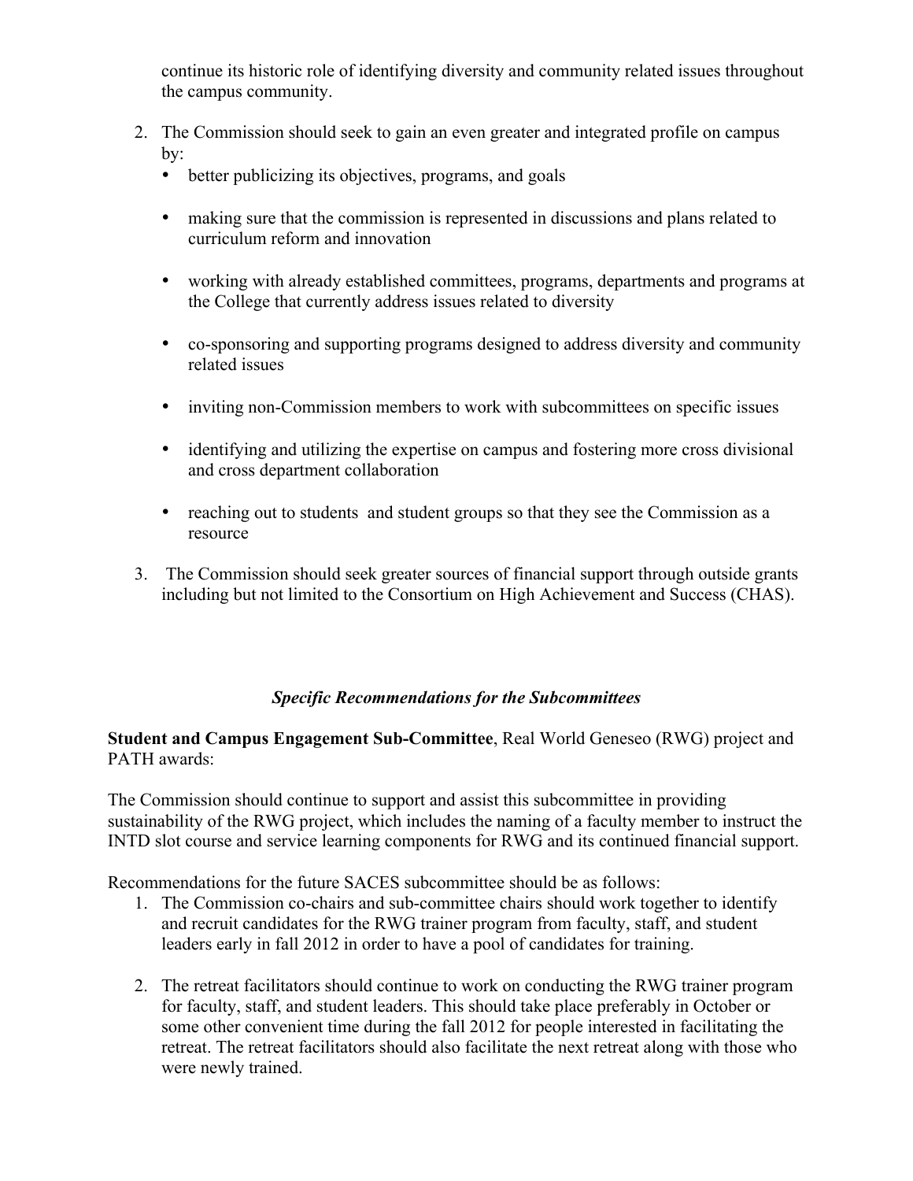continue its historic role of identifying diversity and community related issues throughout the campus community.

2. The Commission should seek to gain an even greater and integrated profile on campus by:
   - better publicizing its objectives, programs, and goals
   - making sure that the commission is represented in discussions and plans related to curriculum reform and innovation
   - working with already established committees, programs, departments and programs at the College that currently address issues related to diversity
   - co-sponsoring and supporting programs designed to address diversity and community related issues
   - inviting non-Commission members to work with subcommittees on specific issues
   - identifying and utilizing the expertise on campus and fostering more cross divisional and cross department collaboration
   - reaching out to students and student groups so that they see the Commission as a resource
3. The Commission should seek greater sources of financial support through outside grants including but not limited to the Consortium on High Achievement and Success (CHAS).

### *Specific Recommendations for the Subcommittees*

**Student and Campus Engagement Sub-Committee**, Real World Geneseo (RWG) project and PATH awards:

The Commission should continue to support and assist this subcommittee in providing sustainability of the RWG project, which includes the naming of a faculty member to instruct the INTD slot course and service learning components for RWG and its continued financial support.

Recommendations for the future SACES subcommittee should be as follows:

1. The Commission co-chairs and sub-committee chairs should work together to identify and recruit candidates for the RWG trainer program from faculty, staff, and student leaders early in fall 2012 in order to have a pool of candidates for training.
2. The retreat facilitators should continue to work on conducting the RWG trainer program for faculty, staff, and student leaders. This should take place preferably in October or some other convenient time during the fall 2012 for people interested in facilitating the retreat. The retreat facilitators should also facilitate the next retreat along with those who were newly trained.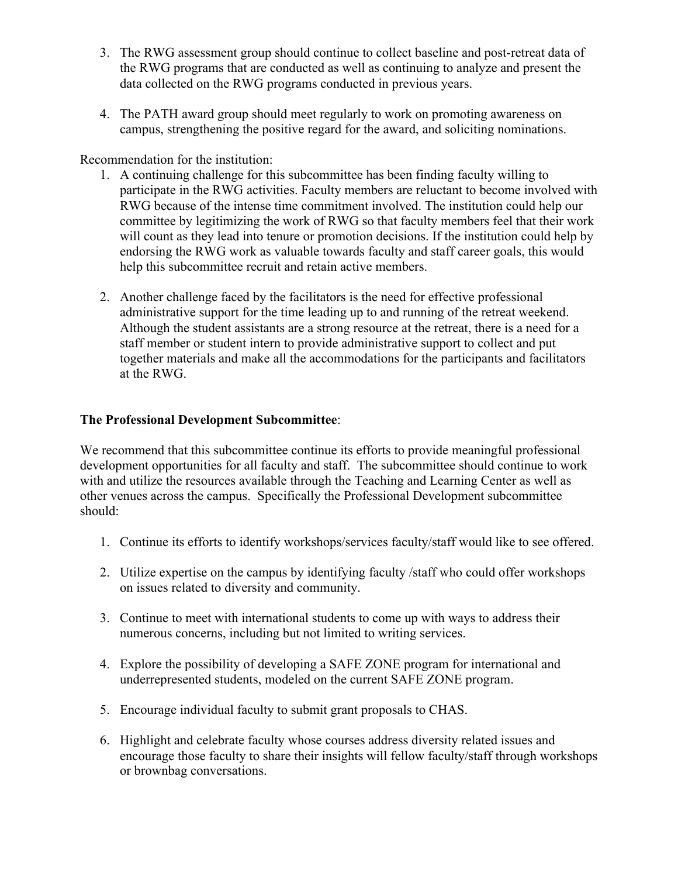3. The RWG assessment group should continue to collect baseline and post-retreat data of the RWG programs that are conducted as well as continuing to analyze and present the data collected on the RWG programs conducted in previous years.

4. The PATH award group should meet regularly to work on promoting awareness on campus, strengthening the positive regard for the award, and soliciting nominations.

Recommendation for the institution:

1. A continuing challenge for this subcommittee has been finding faculty willing to participate in the RWG activities. Faculty members are reluctant to become involved with RWG because of the intense time commitment involved. The institution could help our committee by legitimizing the work of RWG so that faculty members feel that their work will count as they lead into tenure or promotion decisions. If the institution could help by endorsing the RWG work as valuable towards faculty and staff career goals, this would help this subcommittee recruit and retain active members.

2. Another challenge faced by the facilitators is the need for effective professional administrative support for the time leading up to and running of the retreat weekend. Although the student assistants are a strong resource at the retreat, there is a need for a staff member or student intern to provide administrative support to collect and put together materials and make all the accommodations for the participants and facilitators at the RWG.

**The Professional Development Subcommittee**:

We recommend that this subcommittee continue its efforts to provide meaningful professional development opportunities for all faculty and staff. The subcommittee should continue to work with and utilize the resources available through the Teaching and Learning Center as well as other venues across the campus. Specifically the Professional Development subcommittee should:

1. Continue its efforts to identify workshops/services faculty/staff would like to see offered.

2. Utilize expertise on the campus by identifying faculty /staff who could offer workshops on issues related to diversity and community.

3. Continue to meet with international students to come up with ways to address their numerous concerns, including but not limited to writing services.

4. Explore the possibility of developing a SAFE ZONE program for international and underrepresented students, modeled on the current SAFE ZONE program.

5. Encourage individual faculty to submit grant proposals to CHAS.

6. Highlight and celebrate faculty whose courses address diversity related issues and encourage those faculty to share their insights will fellow faculty/staff through workshops or brownbag conversations.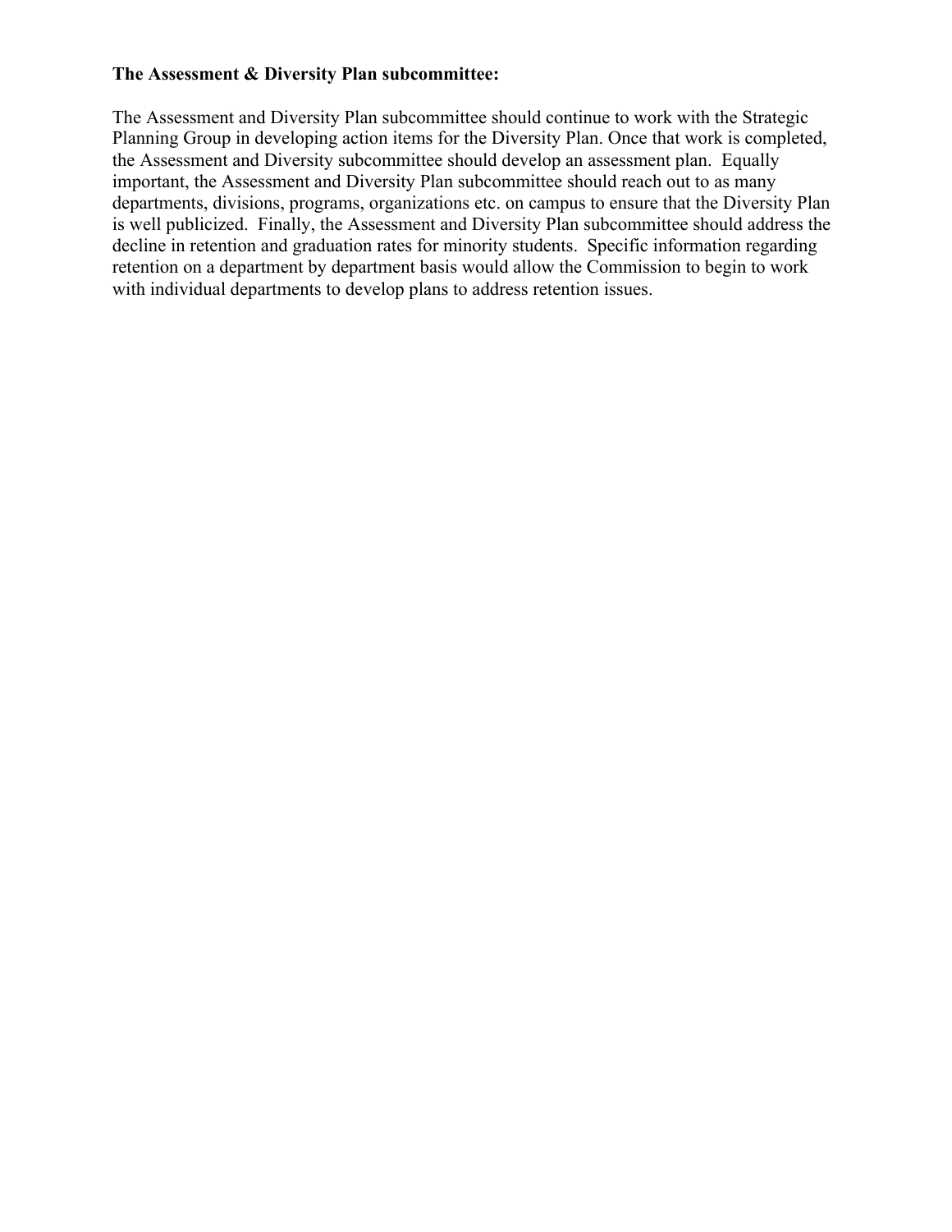**The Assessment & Diversity Plan subcommittee:**

The Assessment and Diversity Plan subcommittee should continue to work with the Strategic Planning Group in developing action items for the Diversity Plan. Once that work is completed, the Assessment and Diversity subcommittee should develop an assessment plan. Equally important, the Assessment and Diversity Plan subcommittee should reach out to as many departments, divisions, programs, organizations etc. on campus to ensure that the Diversity Plan is well publicized. Finally, the Assessment and Diversity Plan subcommittee should address the decline in retention and graduation rates for minority students. Specific information regarding retention on a department by department basis would allow the Commission to begin to work with individual departments to develop plans to address retention issues.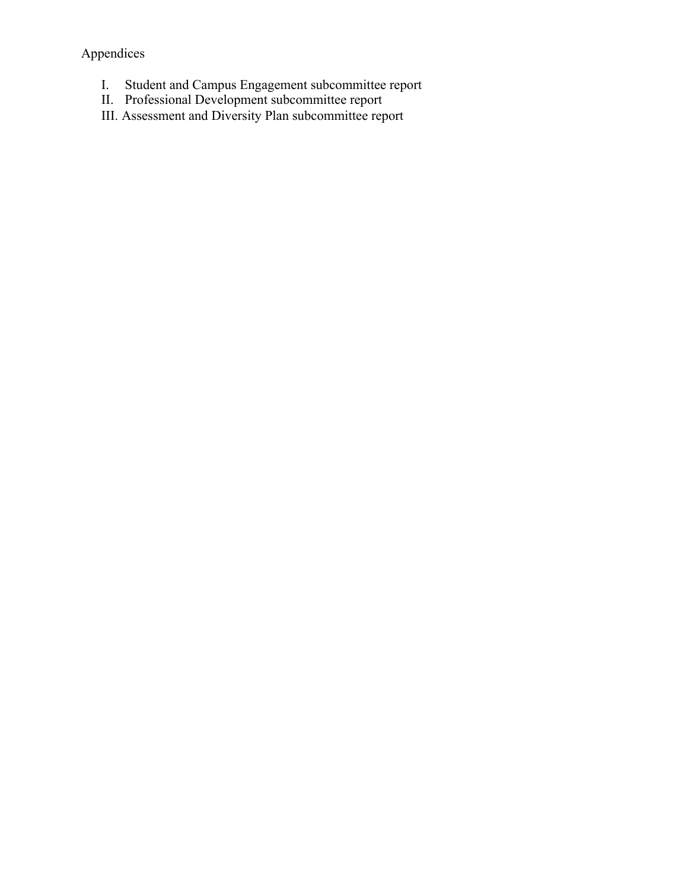Appendices

I. Student and Campus Engagement subcommittee report
II. Professional Development subcommittee report
III. Assessment and Diversity Plan subcommittee report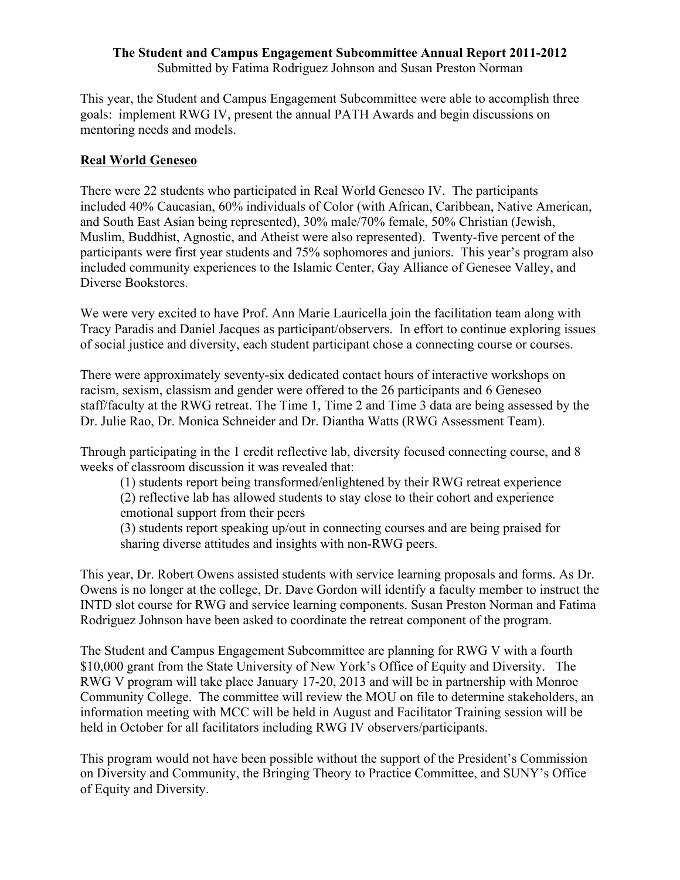**The Student and Campus Engagement Subcommittee Annual Report 2011-2012**

Submitted by Fatima Rodriguez Johnson and Susan Preston Norman

This year, the Student and Campus Engagement Subcommittee were able to accomplish three goals: implement RWG IV, present the annual PATH Awards and begin discussions on mentoring needs and models.

**Real World Geneseo**

There were 22 students who participated in Real World Geneseo IV. The participants included 40% Caucasian, 60% individuals of Color (with African, Caribbean, Native American, and South East Asian being represented), 30% male/70% female, 50% Christian (Jewish, Muslim, Buddhist, Agnostic, and Atheist were also represented). Twenty-five percent of the participants were first year students and 75% sophomores and juniors. This year's program also included community experiences to the Islamic Center, Gay Alliance of Genesee Valley, and Diverse Bookstores.

We were very excited to have Prof. Ann Marie Lauricella join the facilitation team along with Tracy Paradis and Daniel Jacques as participant/observers. In effort to continue exploring issues of social justice and diversity, each student participant chose a connecting course or courses.

There were approximately seventy-six dedicated contact hours of interactive workshops on racism, sexism, classism and gender were offered to the 26 participants and 6 Geneseo staff/faculty at the RWG retreat. The Time 1, Time 2 and Time 3 data are being assessed by the Dr. Julie Rao, Dr. Monica Schneider and Dr. Diantha Watts (RWG Assessment Team).

Through participating in the 1 credit reflective lab, diversity focused connecting course, and 8 weeks of classroom discussion it was revealed that:

(1) students report being transformed/enlightened by their RWG retreat experience
(2) reflective lab has allowed students to stay close to their cohort and experience emotional support from their peers
(3) students report speaking up/out in connecting courses and are being praised for sharing diverse attitudes and insights with non-RWG peers.

This year, Dr. Robert Owens assisted students with service learning proposals and forms. As Dr. Owens is no longer at the college, Dr. Dave Gordon will identify a faculty member to instruct the INTD slot course for RWG and service learning components. Susan Preston Norman and Fatima Rodriguez Johnson have been asked to coordinate the retreat component of the program.

The Student and Campus Engagement Subcommittee are planning for RWG V with a fourth $10,000 grant from the State University of New York's Office of Equity and Diversity. The RWG V program will take place January 17-20, 2013 and will be in partnership with Monroe Community College. The committee will review the MOU on file to determine stakeholders, an information meeting with MCC will be held in August and Facilitator Training session will be held in October for all facilitators including RWG IV observers/participants.

This program would not have been possible without the support of the President's Commission on Diversity and Community, the Bringing Theory to Practice Committee, and SUNY's Office of Equity and Diversity.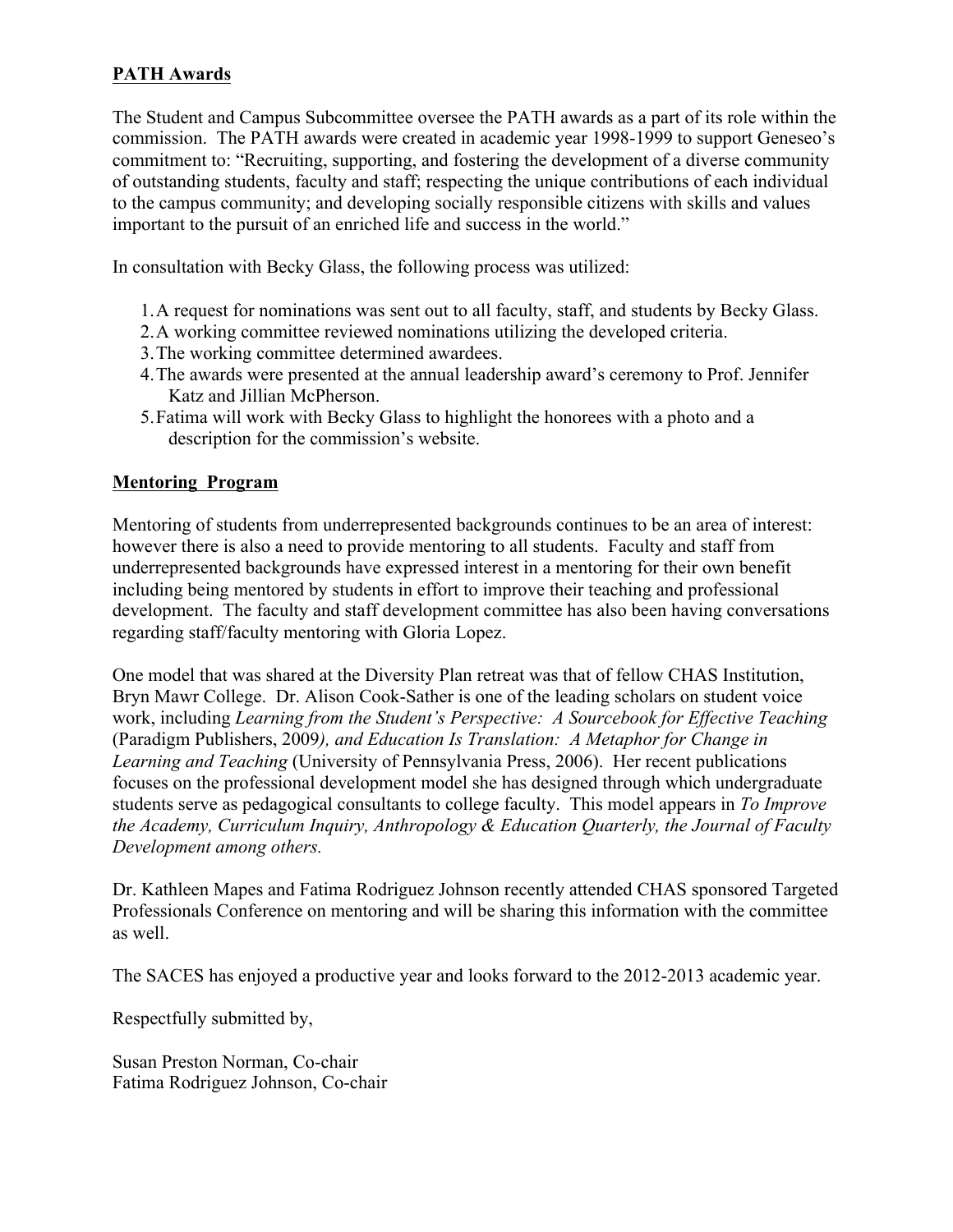## PATH Awards

The Student and Campus Subcommittee oversee the PATH awards as a part of its role within the commission. The PATH awards were created in academic year 1998-1999 to support Geneseo's commitment to: "Recruiting, supporting, and fostering the development of a diverse community of outstanding students, faculty and staff; respecting the unique contributions of each individual to the campus community; and developing socially responsible citizens with skills and values important to the pursuit of an enriched life and success in the world."

In consultation with Becky Glass, the following process was utilized:

1. A request for nominations was sent out to all faculty, staff, and students by Becky Glass.
2. A working committee reviewed nominations utilizing the developed criteria.
3. The working committee determined awardees.
4. The awards were presented at the annual leadership award's ceremony to Prof. Jennifer Katz and Jillian McPherson.
5. Fatima will work with Becky Glass to highlight the honorees with a photo and a description for the commission's website.

## Mentoring Program

Mentoring of students from underrepresented backgrounds continues to be an area of interest: however there is also a need to provide mentoring to all students. Faculty and staff from underrepresented backgrounds have expressed interest in a mentoring for their own benefit including being mentored by students in effort to improve their teaching and professional development. The faculty and staff development committee has also been having conversations regarding staff/faculty mentoring with Gloria Lopez.

One model that was shared at the Diversity Plan retreat was that of fellow CHAS Institution, Bryn Mawr College. Dr. Alison Cook-Sather is one of the leading scholars on student voice work, including *Learning from the Student's Perspective: A Sourcebook for Effective Teaching* (Paradigm Publishers, 2009*), and Education Is Translation: A Metaphor for Change in Learning and Teaching* (University of Pennsylvania Press, 2006). Her recent publications focuses on the professional development model she has designed through which undergraduate students serve as pedagogical consultants to college faculty. This model appears in *To Improve the Academy, Curriculum Inquiry, Anthropology & Education Quarterly, the Journal of Faculty Development among others.*

Dr. Kathleen Mapes and Fatima Rodriguez Johnson recently attended CHAS sponsored Targeted Professionals Conference on mentoring and will be sharing this information with the committee as well.

The SACES has enjoyed a productive year and looks forward to the 2012-2013 academic year.

Respectfully submitted by,

Susan Preston Norman, Co-chair
Fatima Rodriguez Johnson, Co-chair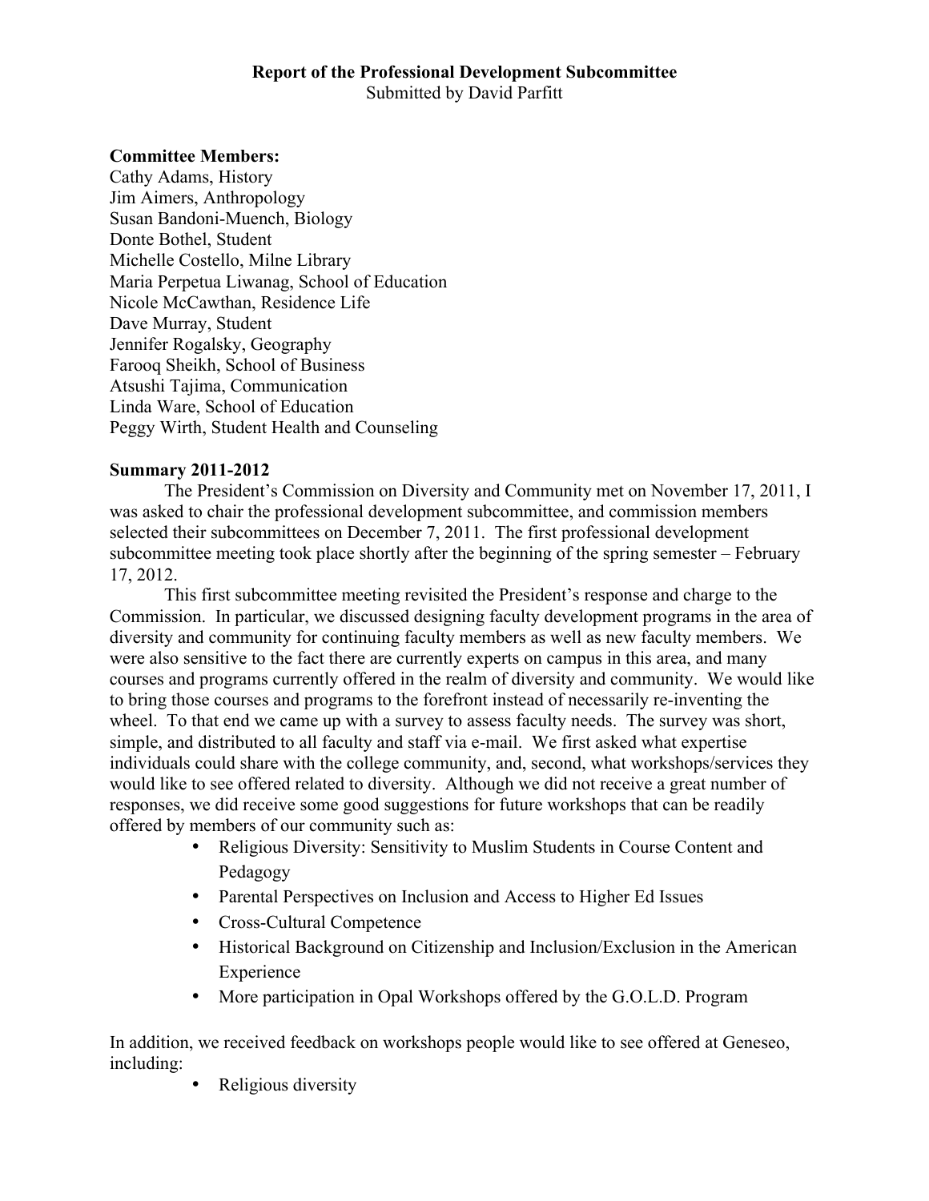## Report of the Professional Development Subcommittee

Submitted by David Parfitt

**Committee Members:**

Cathy Adams, History
Jim Aimers, Anthropology
Susan Bandoni-Muench, Biology
Donte Bothel, Student
Michelle Costello, Milne Library
Maria Perpetua Liwanag, School of Education
Nicole McCawthan, Residence Life
Dave Murray, Student
Jennifer Rogalsky, Geography
Farooq Sheikh, School of Business
Atsushi Tajima, Communication
Linda Ware, School of Education
Peggy Wirth, Student Health and Counseling

**Summary 2011-2012**

The President's Commission on Diversity and Community met on November 17, 2011, I was asked to chair the professional development subcommittee, and commission members selected their subcommittees on December 7, 2011. The first professional development subcommittee meeting took place shortly after the beginning of the spring semester – February 17, 2012.

This first subcommittee meeting revisited the President's response and charge to the Commission. In particular, we discussed designing faculty development programs in the area of diversity and community for continuing faculty members as well as new faculty members. We were also sensitive to the fact there are currently experts on campus in this area, and many courses and programs currently offered in the realm of diversity and community. We would like to bring those courses and programs to the forefront instead of necessarily re-inventing the wheel. To that end we came up with a survey to assess faculty needs. The survey was short, simple, and distributed to all faculty and staff via e-mail. We first asked what expertise individuals could share with the college community, and, second, what workshops/services they would like to see offered related to diversity. Although we did not receive a great number of responses, we did receive some good suggestions for future workshops that can be readily offered by members of our community such as:

- Religious Diversity: Sensitivity to Muslim Students in Course Content and Pedagogy
- Parental Perspectives on Inclusion and Access to Higher Ed Issues
- Cross-Cultural Competence
- Historical Background on Citizenship and Inclusion/Exclusion in the American Experience
- More participation in Opal Workshops offered by the G.O.L.D. Program

In addition, we received feedback on workshops people would like to see offered at Geneseo, including:

- Religious diversity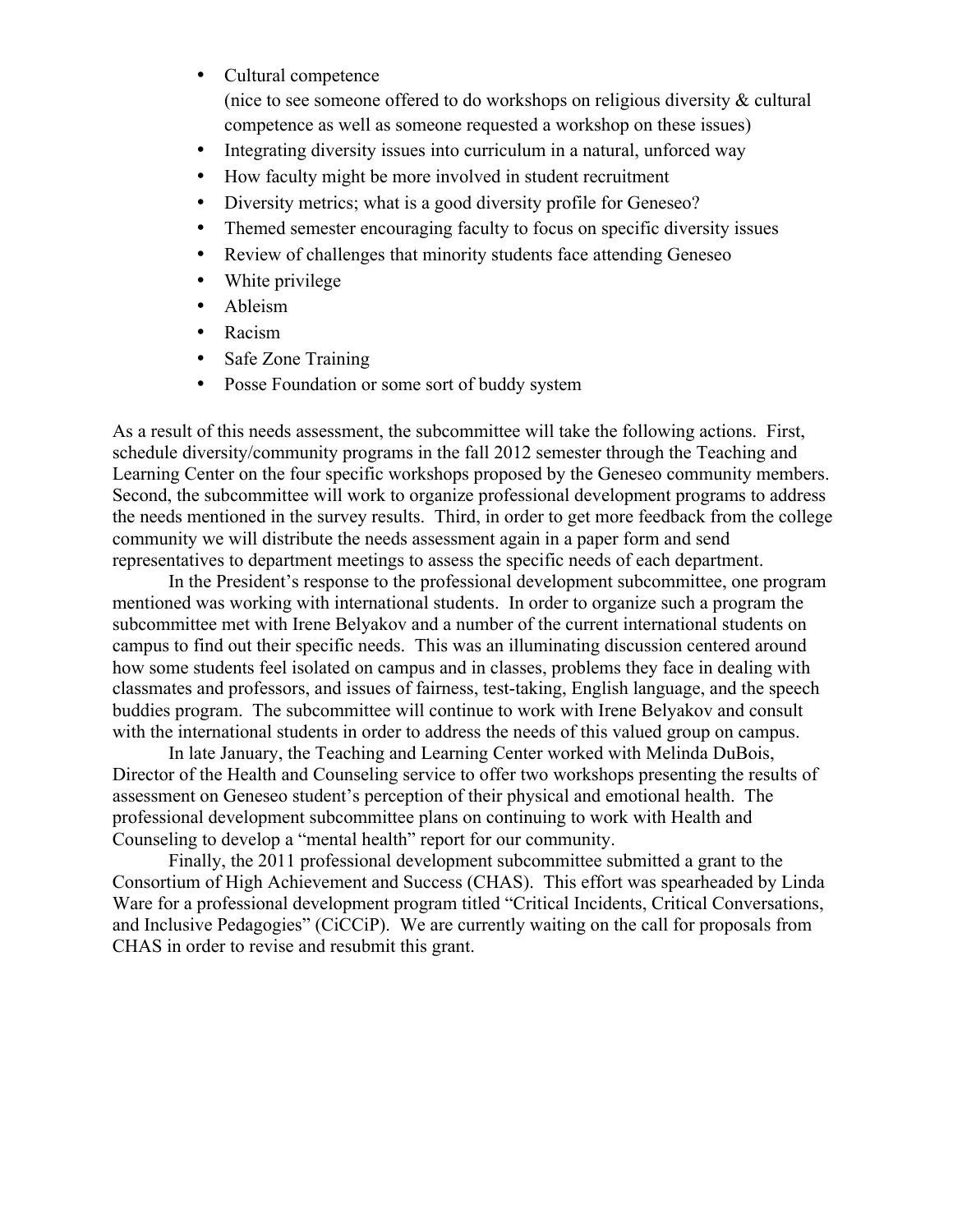- Cultural competence
  (nice to see someone offered to do workshops on religious diversity & cultural competence as well as someone requested a workshop on these issues)
- Integrating diversity issues into curriculum in a natural, unforced way
- How faculty might be more involved in student recruitment
- Diversity metrics; what is a good diversity profile for Geneseo?
- Themed semester encouraging faculty to focus on specific diversity issues
- Review of challenges that minority students face attending Geneseo
- White privilege
- Ableism
- Racism
- Safe Zone Training
- Posse Foundation or some sort of buddy system

As a result of this needs assessment, the subcommittee will take the following actions. First, schedule diversity/community programs in the fall 2012 semester through the Teaching and Learning Center on the four specific workshops proposed by the Geneseo community members. Second, the subcommittee will work to organize professional development programs to address the needs mentioned in the survey results. Third, in order to get more feedback from the college community we will distribute the needs assessment again in a paper form and send representatives to department meetings to assess the specific needs of each department.

In the President's response to the professional development subcommittee, one program mentioned was working with international students. In order to organize such a program the subcommittee met with Irene Belyakov and a number of the current international students on campus to find out their specific needs. This was an illuminating discussion centered around how some students feel isolated on campus and in classes, problems they face in dealing with classmates and professors, and issues of fairness, test-taking, English language, and the speech buddies program. The subcommittee will continue to work with Irene Belyakov and consult with the international students in order to address the needs of this valued group on campus.

In late January, the Teaching and Learning Center worked with Melinda DuBois, Director of the Health and Counseling service to offer two workshops presenting the results of assessment on Geneseo student's perception of their physical and emotional health. The professional development subcommittee plans on continuing to work with Health and Counseling to develop a "mental health" report for our community.

Finally, the 2011 professional development subcommittee submitted a grant to the Consortium of High Achievement and Success (CHAS). This effort was spearheaded by Linda Ware for a professional development program titled "Critical Incidents, Critical Conversations, and Inclusive Pedagogies" (CiCCiP). We are currently waiting on the call for proposals from CHAS in order to revise and resubmit this grant.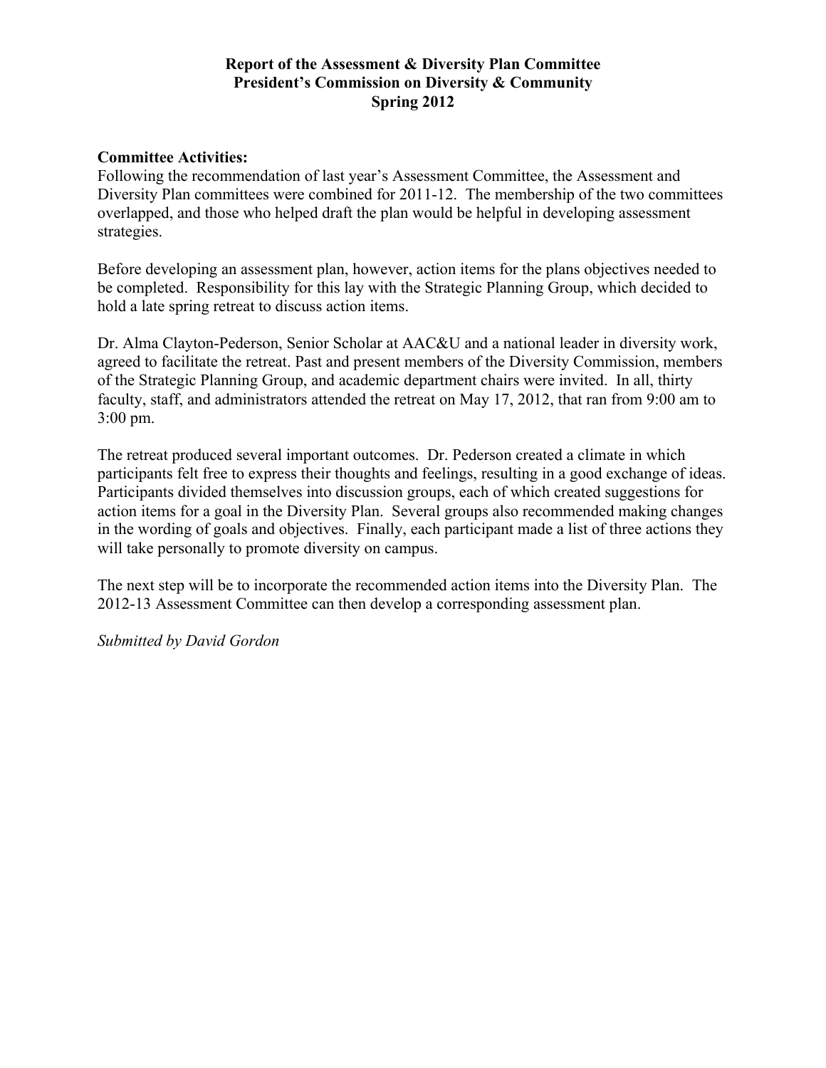**Report of the Assessment & Diversity Plan Committee**
**President's Commission on Diversity & Community**
**Spring 2012**

**Committee Activities:**
Following the recommendation of last year's Assessment Committee, the Assessment and Diversity Plan committees were combined for 2011-12. The membership of the two committees overlapped, and those who helped draft the plan would be helpful in developing assessment strategies.

Before developing an assessment plan, however, action items for the plans objectives needed to be completed. Responsibility for this lay with the Strategic Planning Group, which decided to hold a late spring retreat to discuss action items.

Dr. Alma Clayton-Pederson, Senior Scholar at AAC&U and a national leader in diversity work, agreed to facilitate the retreat. Past and present members of the Diversity Commission, members of the Strategic Planning Group, and academic department chairs were invited. In all, thirty faculty, staff, and administrators attended the retreat on May 17, 2012, that ran from 9:00 am to 3:00 pm.

The retreat produced several important outcomes. Dr. Pederson created a climate in which participants felt free to express their thoughts and feelings, resulting in a good exchange of ideas. Participants divided themselves into discussion groups, each of which created suggestions for action items for a goal in the Diversity Plan. Several groups also recommended making changes in the wording of goals and objectives. Finally, each participant made a list of three actions they will take personally to promote diversity on campus.

The next step will be to incorporate the recommended action items into the Diversity Plan. The 2012-13 Assessment Committee can then develop a corresponding assessment plan.

*Submitted by David Gordon*